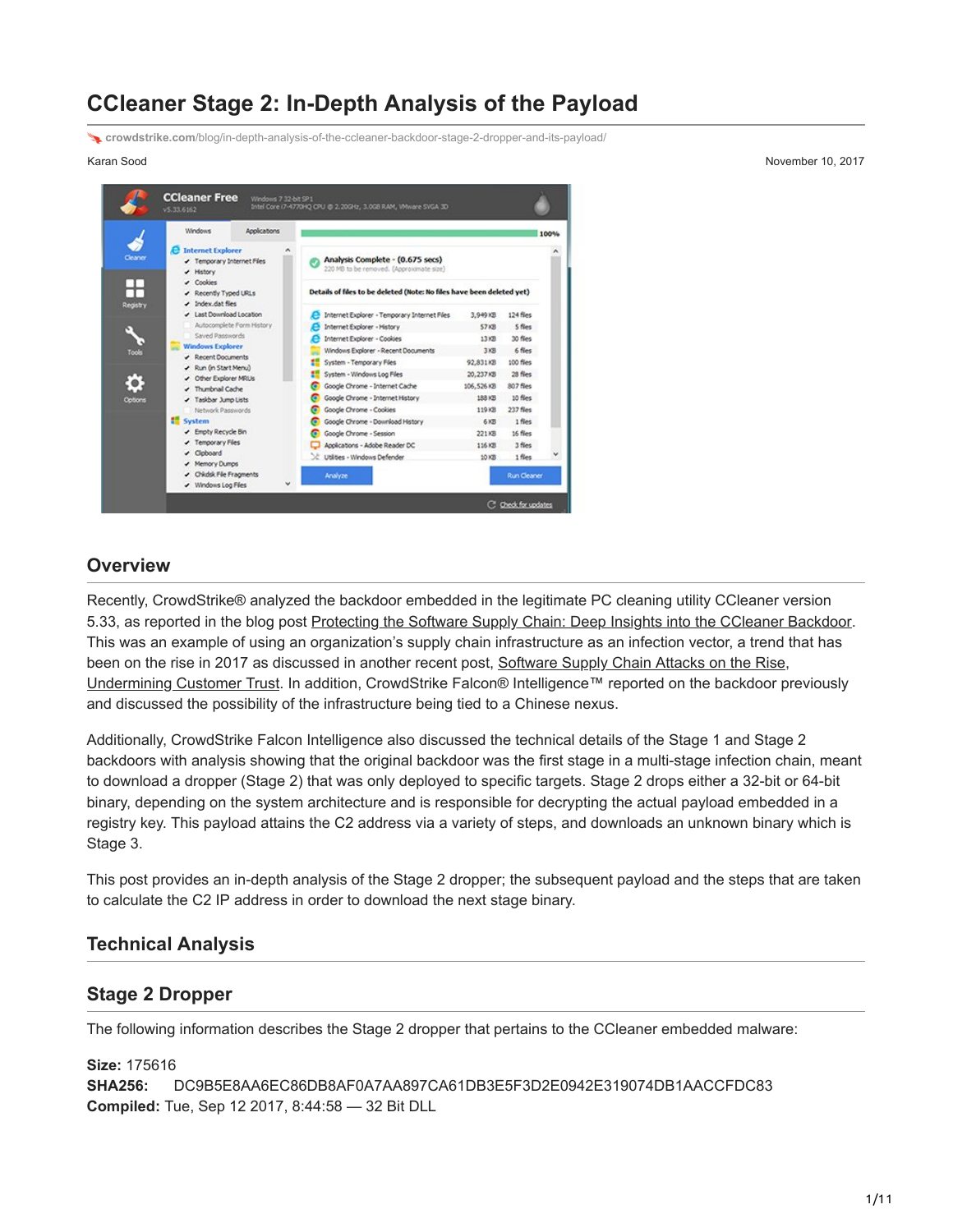# CCleaner Stage 2: In-Depth Analysis of the Payload

crowdstrike.com/blog/in-depth-analysis-of-the-ccleaner-backdoor-stage-2-dropper-and-its-payload/

Karan Sood

November 10, 2017

## Overview

Recently, CrowdStrike® analyzed the backdoor embedded in the legitimate PC cleaning utility CCleaner version 5.33, as reported in the blog post Protecting the Software Supply Chain: Deep Insights into the CCleaner Backdoor. This was an example of using an organization's supply chain infrastructure as an infection vector, a trend that has been on the rise in 2017 as discussed in another recent post, Software Supply Chain Attacks on the Rise, Undermining Customer Trust. In addition, CrowdStrike Falcon® Intelligence™ reported on the backdoor previously and discussed the possibility of the infrastructure being tied to a Chinese nexus.

Additionally, CrowdStrike Falcon Intelligence also discussed the technical details of the Stage 1 and Stage 2 backdoors with analysis showing that the original backdoor was the first stage in a multi-stage infection chain, meant to download a dropper (Stage 2) that was only deployed to specific targets. Stage 2 drops either a 32-bit or 64-bit binary, depending on the system architecture and is responsible for decrypting the actual payload embedded in a registry key. This payload attains the C2 address via a variety of steps, and downloads an unknown binary which is Stage 3.

This post provides an in-depth analysis of the Stage 2 dropper; the subsequent payload and the steps that are taken to calculate the C2 IP address in order to download the next stage binary.

## Technical Analysis

## Stage 2 Dropper

The following information describes the Stage 2 dropper that pertains to the CCleaner embedded malware:

**Size:** 175616
**SHA256:** DC9B5E8AA6EC86DB8AF0A7AA897CA61DB3E5F3D2E0942E319074DB1AACCFDC83
**Compiled:** Tue, Sep 12 2017, 8:44:58 — 32 Bit DLL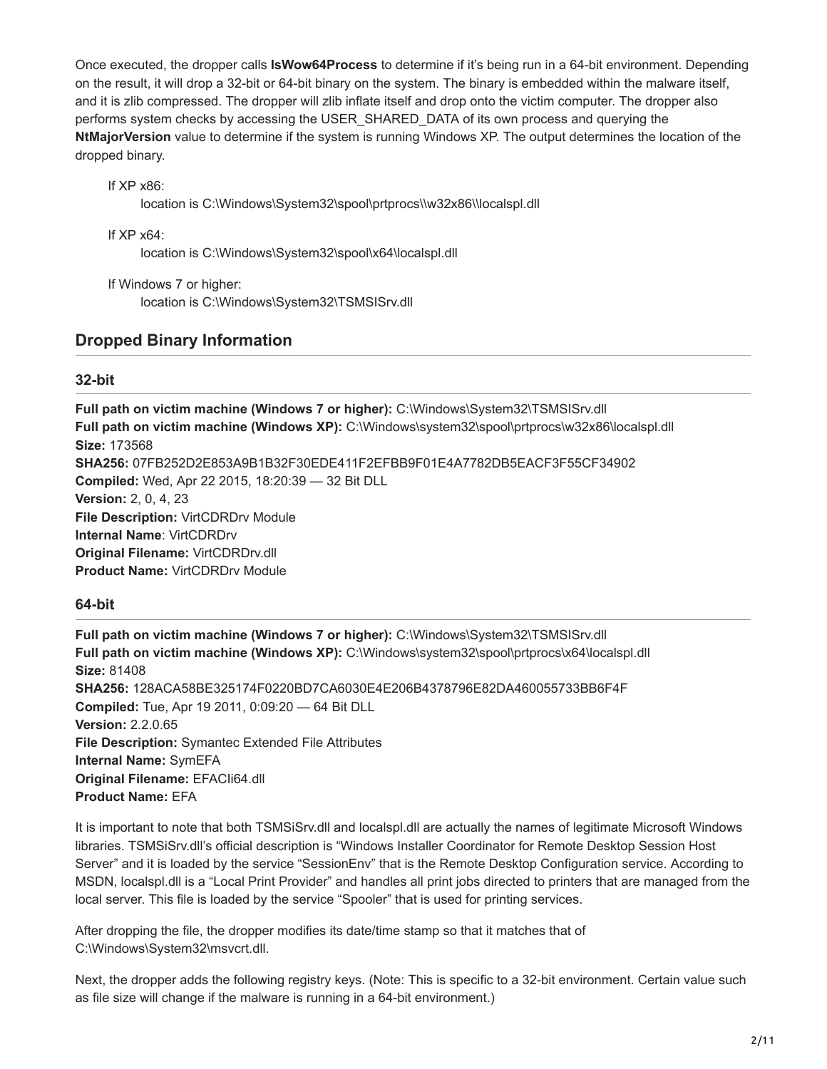Once executed, the dropper calls **IsWow64Process** to determine if it's being run in a 64-bit environment. Depending on the result, it will drop a 32-bit or 64-bit binary on the system. The binary is embedded within the malware itself, and it is zlib compressed. The dropper will zlib inflate itself and drop onto the victim computer. The dropper also performs system checks by accessing the USER_SHARED_DATA of its own process and querying the **NtMajorVersion** value to determine if the system is running Windows XP. The output determines the location of the dropped binary.

If XP x86:
  location is C:\Windows\System32\spool\prtprocs\\w32x86\\localspl.dll

If XP x64:
  location is C:\Windows\System32\spool\x64\localspl.dll

If Windows 7 or higher:
  location is C:\Windows\System32\TSMSISrv.dll

## Dropped Binary Information

### 32-bit

**Full path on victim machine (Windows 7 or higher):** C:\Windows\System32\TSMSISrv.dll
**Full path on victim machine (Windows XP):** C:\Windows\system32\spool\prtprocs\w32x86\localspl.dll
**Size:** 173568
**SHA256:** 07FB252D2E853A9B1B32F30EDE411F2EFBB9F01E4A7782DB5EACF3F55CF34902
**Compiled:** Wed, Apr 22 2015, 18:20:39 — 32 Bit DLL
**Version:** 2, 0, 4, 23
**File Description:** VirtCDRDrv Module
**Internal Name**: VirtCDRDrv
**Original Filename:** VirtCDRDrv.dll
**Product Name:** VirtCDRDrv Module

### 64-bit

**Full path on victim machine (Windows 7 or higher):** C:\Windows\System32\TSMSISrv.dll
**Full path on victim machine (Windows XP):** C:\Windows\system32\spool\prtprocs\x64\localspl.dll
**Size:** 81408
**SHA256:** 128ACA58BE325174F0220BD7CA6030E4E206B4378796E82DA460055733BB6F4F
**Compiled:** Tue, Apr 19 2011, 0:09:20 — 64 Bit DLL
**Version:** 2.2.0.65
**File Description:** Symantec Extended File Attributes
**Internal Name:** SymEFA
**Original Filename:** EFACli64.dll
**Product Name:** EFA

It is important to note that both TSMSiSrv.dll and localspl.dll are actually the names of legitimate Microsoft Windows libraries. TSMSiSrv.dll's official description is "Windows Installer Coordinator for Remote Desktop Session Host Server" and it is loaded by the service "SessionEnv" that is the Remote Desktop Configuration service. According to MSDN, localspl.dll is a "Local Print Provider" and handles all print jobs directed to printers that are managed from the local server. This file is loaded by the service "Spooler" that is used for printing services.

After dropping the file, the dropper modifies its date/time stamp so that it matches that of C:\Windows\System32\msvcrt.dll.

Next, the dropper adds the following registry keys. (Note: This is specific to a 32-bit environment. Certain value such as file size will change if the malware is running in a 64-bit environment.)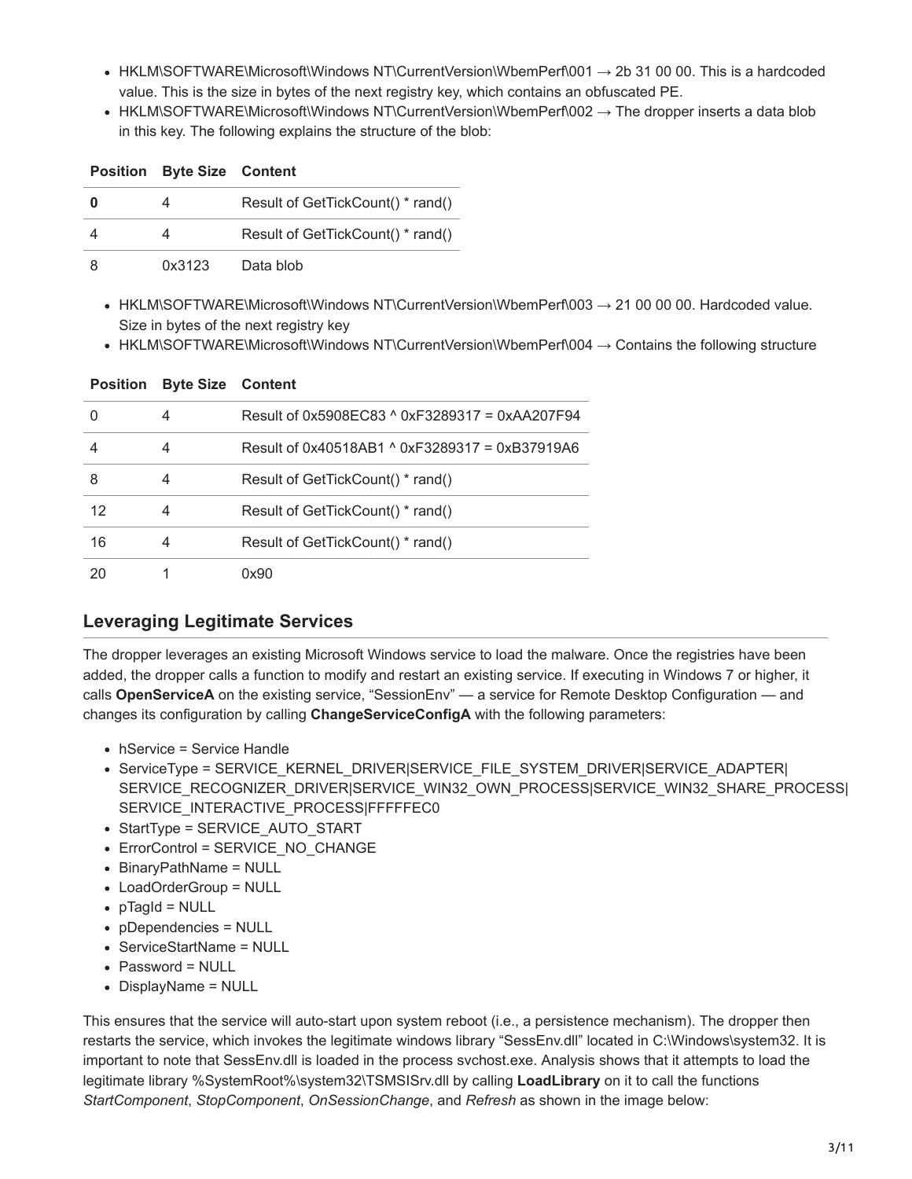- HKLM\SOFTWARE\Microsoft\Windows NT\CurrentVersion\WbemPerf\001 → 2b 31 00 00. This is a hardcoded value. This is the size in bytes of the next registry key, which contains an obfuscated PE.
- HKLM\SOFTWARE\Microsoft\Windows NT\CurrentVersion\WbemPerf\002 → The dropper inserts a data blob in this key. The following explains the structure of the blob:

| Position | Byte Size | Content |
|---|---|---|
| **0** | 4 | Result of GetTickCount() * rand() |
| 4 | 4 | Result of GetTickCount() * rand() |
| 8 | 0x3123 | Data blob |

- HKLM\SOFTWARE\Microsoft\Windows NT\CurrentVersion\WbemPerf\003 → 21 00 00 00. Hardcoded value. Size in bytes of the next registry key
- HKLM\SOFTWARE\Microsoft\Windows NT\CurrentVersion\WbemPerf\004 → Contains the following structure

| Position | Byte Size | Content |
|---|---|---|
| 0 | 4 | Result of 0x5908EC83 ^ 0xF3289317 = 0xAA207F94 |
| 4 | 4 | Result of 0x40518AB1 ^ 0xF3289317 = 0xB37919A6 |
| 8 | 4 | Result of GetTickCount() * rand() |
| 12 | 4 | Result of GetTickCount() * rand() |
| 16 | 4 | Result of GetTickCount() * rand() |
| 20 | 1 | 0x90 |

## Leveraging Legitimate Services

The dropper leverages an existing Microsoft Windows service to load the malware. Once the registries have been added, the dropper calls a function to modify and restart an existing service. If executing in Windows 7 or higher, it calls **OpenServiceA** on the existing service, "SessionEnv" — a service for Remote Desktop Configuration — and changes its configuration by calling **ChangeServiceConfigA** with the following parameters:

- hService = Service Handle
- ServiceType = SERVICE_KERNEL_DRIVER|SERVICE_FILE_SYSTEM_DRIVER|SERVICE_ADAPTER|SERVICE_RECOGNIZER_DRIVER|SERVICE_WIN32_OWN_PROCESS|SERVICE_WIN32_SHARE_PROCESS|SERVICE_INTERACTIVE_PROCESS|FFFFFEC0
- StartType = SERVICE_AUTO_START
- ErrorControl = SERVICE_NO_CHANGE
- BinaryPathName = NULL
- LoadOrderGroup = NULL
- pTagId = NULL
- pDependencies = NULL
- ServiceStartName = NULL
- Password = NULL
- DisplayName = NULL

This ensures that the service will auto-start upon system reboot (i.e., a persistence mechanism). The dropper then restarts the service, which invokes the legitimate windows library "SessEnv.dll" located in C:\Windows\system32. It is important to note that SessEnv.dll is loaded in the process svchost.exe. Analysis shows that it attempts to load the legitimate library %SystemRoot%\system32\TSMSISrv.dll by calling **LoadLibrary** on it to call the functions *StartComponent*, *StopComponent*, *OnSessionChange*, and *Refresh* as shown in the image below: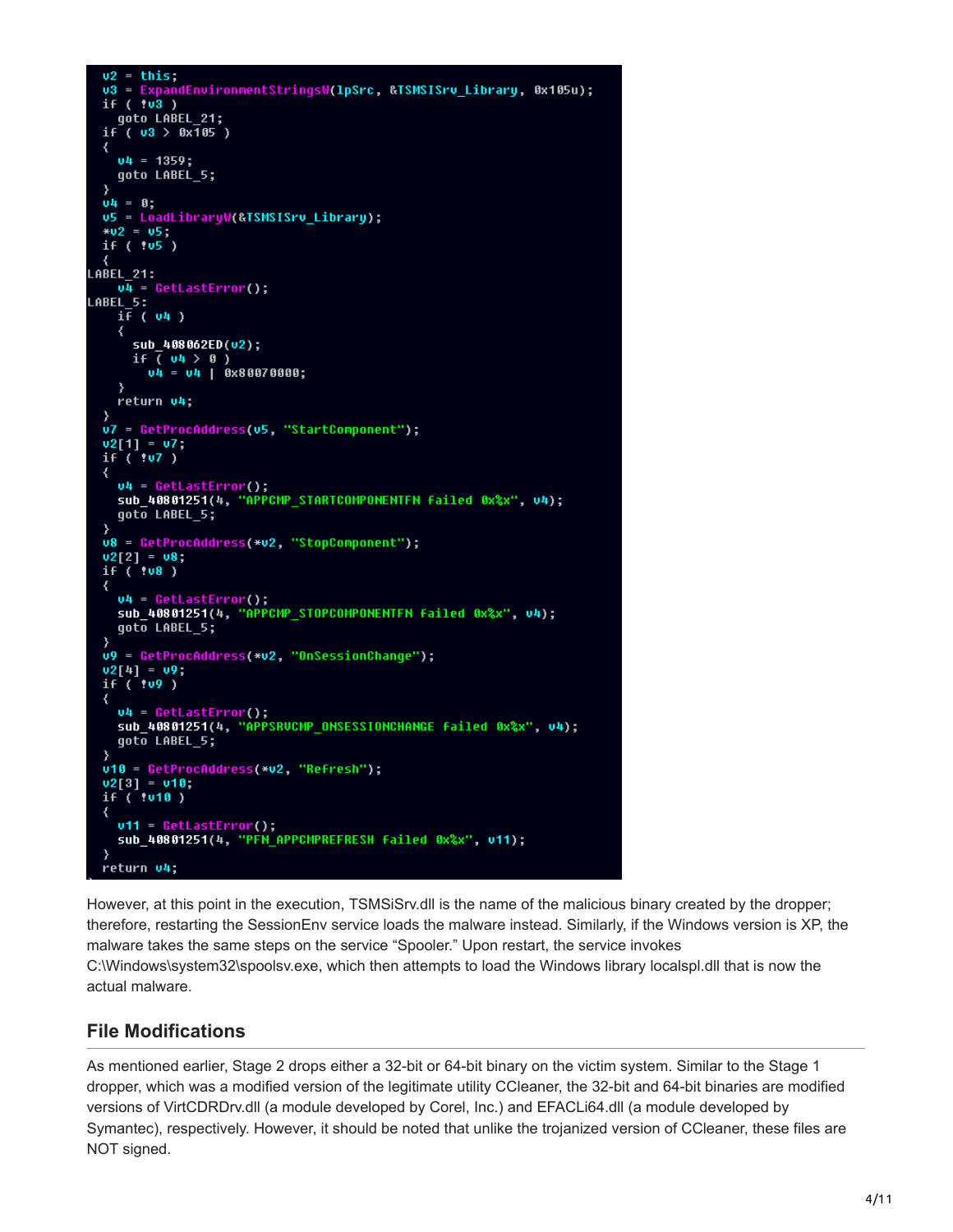```
v2 = this;
v3 = ExpandEnvironmentStringsW(lpSrc, &TSMSISrv_Library, 0x105u);
if ( !v3 )
  goto LABEL_21;
if ( v3 > 0x105 )
{
  v4 = 1359;
  goto LABEL_5;
}
v4 = 0;
v5 = LoadLibraryW(&TSMSISrv_Library);
*v2 = v5;
if ( !v5 )
{
LABEL_21:
  v4 = GetLastError();
LABEL_5:
  if ( v4 )
  {
    sub_408062ED(v2);
    if ( v4 > 0 )
      v4 = v4 | 0x80070000;
  }
  return v4;
}
v7 = GetProcAddress(v5, "StartComponent");
v2[1] = v7;
if ( !v7 )
{
  v4 = GetLastError();
  sub_40801251(4, "APPCMP_STARTCOMPONENTFN failed 0x%x", v4);
  goto LABEL_5;
}
v8 = GetProcAddress(*v2, "StopComponent");
v2[2] = v8;
if ( !v8 )
{
  v4 = GetLastError();
  sub_40801251(4, "APPCMP_STOPCOMPONENTFN failed 0x%x", v4);
  goto LABEL_5;
}
v9 = GetProcAddress(*v2, "OnSessionChange");
v2[4] = v9;
if ( !v9 )
{
  v4 = GetLastError();
  sub_40801251(4, "APPSRVCMP_ONSESSIONCHANGE failed 0x%x", v4);
  goto LABEL_5;
}
v10 = GetProcAddress(*v2, "Refresh");
v2[3] = v10;
if ( !v10 )
{
  v11 = GetLastError();
  sub_40801251(4, "PFN_APPCMPREFRESH failed 0x%x", v11);
}
return v4;
```

However, at this point in the execution, TSMSiSrv.dll is the name of the malicious binary created by the dropper; therefore, restarting the SessionEnv service loads the malware instead. Similarly, if the Windows version is XP, the malware takes the same steps on the service "Spooler." Upon restart, the service invokes C:\Windows\system32\spoolsv.exe, which then attempts to load the Windows library localspl.dll that is now the actual malware.

## File Modifications

As mentioned earlier, Stage 2 drops either a 32-bit or 64-bit binary on the victim system. Similar to the Stage 1 dropper, which was a modified version of the legitimate utility CCleaner, the 32-bit and 64-bit binaries are modified versions of VirtCDRDrv.dll (a module developed by Corel, Inc.) and EFACLi64.dll (a module developed by Symantec), respectively. However, it should be noted that unlike the trojanized version of CCleaner, these files are NOT signed.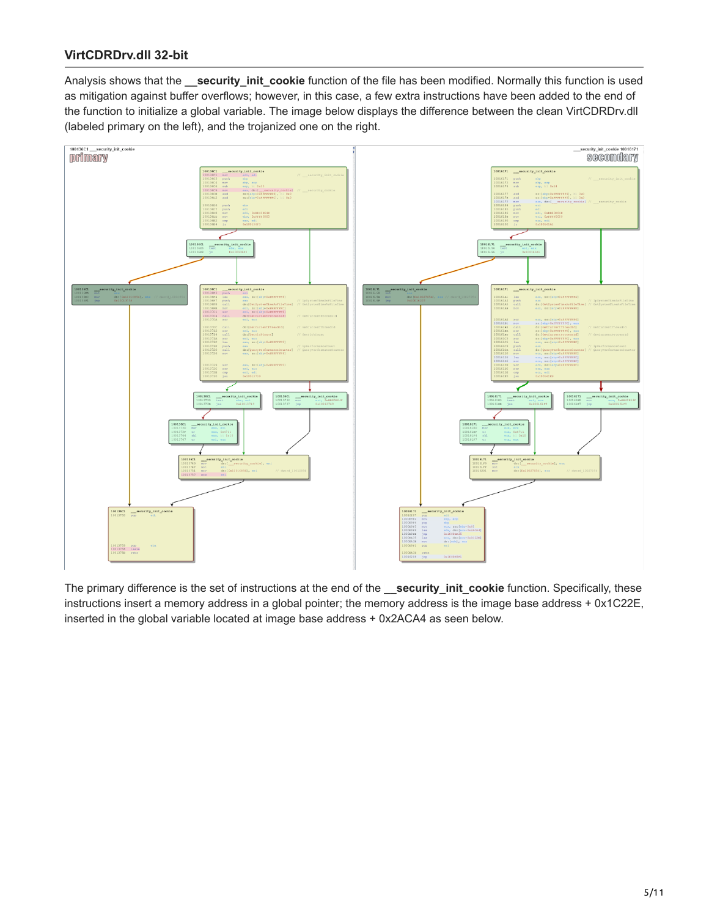### VirtCDRDrv.dll 32-bit

Analysis shows that the **__security_init_cookie** function of the file has been modified. Normally this function is used as mitigation against buffer overflows; however, in this case, a few extra instructions have been added to the end of the function to initialize a global variable. The image below displays the difference between the clean VirtCDRDrv.dll (labeled primary on the left), and the trojanized one on the right.

The primary difference is the set of instructions at the end of the **__security_init_cookie** function. Specifically, these instructions insert a memory address in a global pointer; the memory address is the image base address + 0x1C22E, inserted in the global variable located at image base address + 0x2ACA4 as seen below.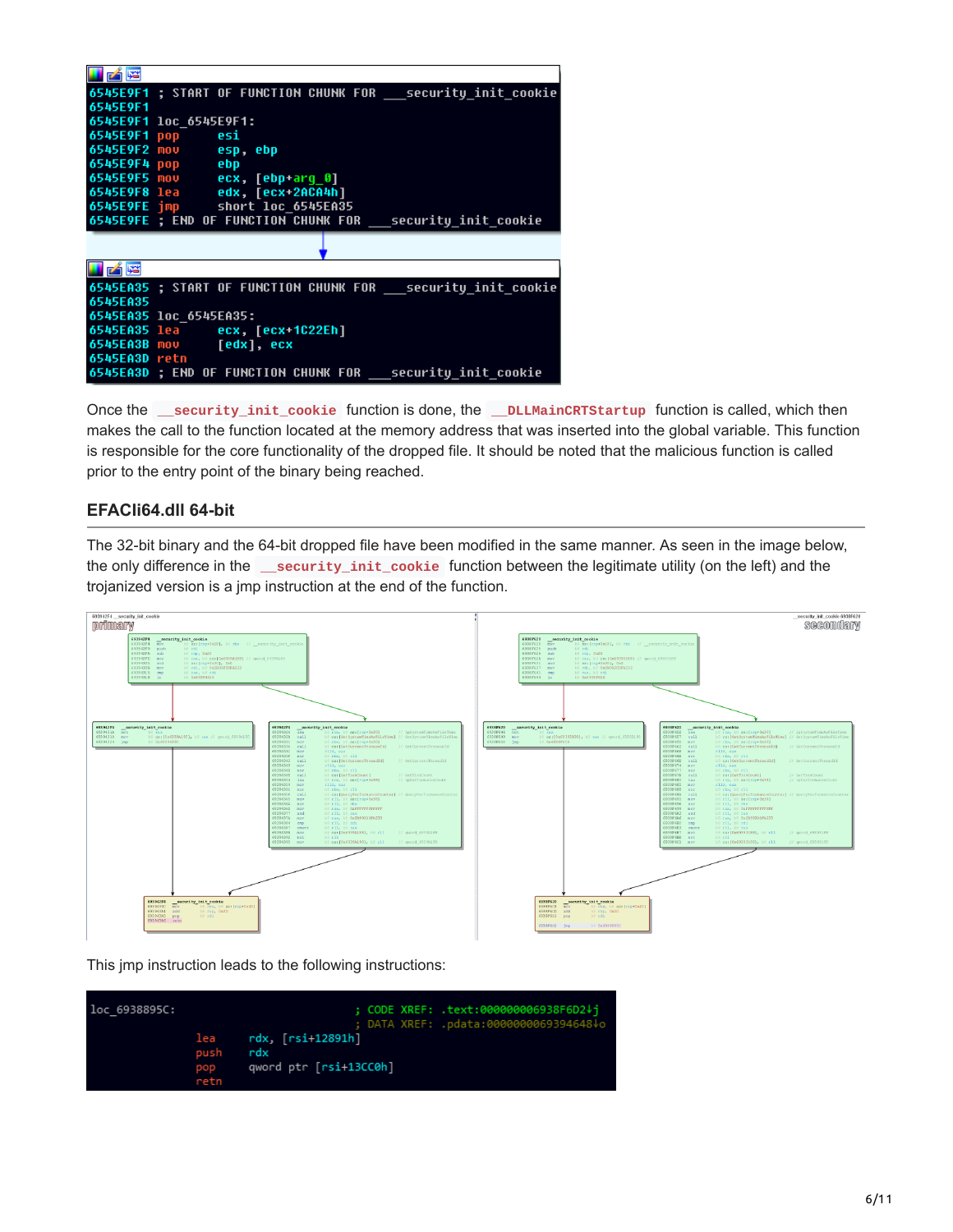```
6545E9F1 ; START OF FUNCTION CHUNK FOR ___security_init_cookie
6545E9F1
6545E9F1 loc_6545E9F1:
6545E9F1 pop     esi
6545E9F2 mov     esp, ebp
6545E9F4 pop     ebp
6545E9F5 mov     ecx, [ebp+arg_0]
6545E9F8 lea     edx, [ecx+2ACA4h]
6545E9FE jmp     short loc_6545EA35
6545E9FE ; END OF FUNCTION CHUNK FOR ___security_init_cookie
```

```
6545EA35 ; START OF FUNCTION CHUNK FOR ___security_init_cookie
6545EA35
6545EA35 loc_6545EA35:
6545EA35 lea     ecx, [ecx+1C22Eh]
6545EA3B mov     [edx], ecx
6545EA3D retn
6545EA3D ; END OF FUNCTION CHUNK FOR ___security_init_cookie
```

Once the `__security_init_cookie` function is done, the `__DLLMainCRTStartup` function is called, which then makes the call to the function located at the memory address that was inserted into the global variable. This function is responsible for the core functionality of the dropped file. It should be noted that the malicious function is called prior to the entry point of the binary being reached.

### EFACli64.dll 64-bit

The 32-bit binary and the 64-bit dropped file have been modified in the same manner. As seen in the image below, the only difference in the `__security_init_cookie` function between the legitimate utility (on the left) and the trojanized version is a jmp instruction at the end of the function.

This jmp instruction leads to the following instructions:

```
loc_6938895C:                           ; CODE XREF: .text:000000006938F6D2↓j
                                        ; DATA XREF: .pdata:0000000069394648↓o
                lea     rdx, [rsi+12891h]
                push    rdx
                pop     qword ptr [rsi+13CC0h]
                retn
```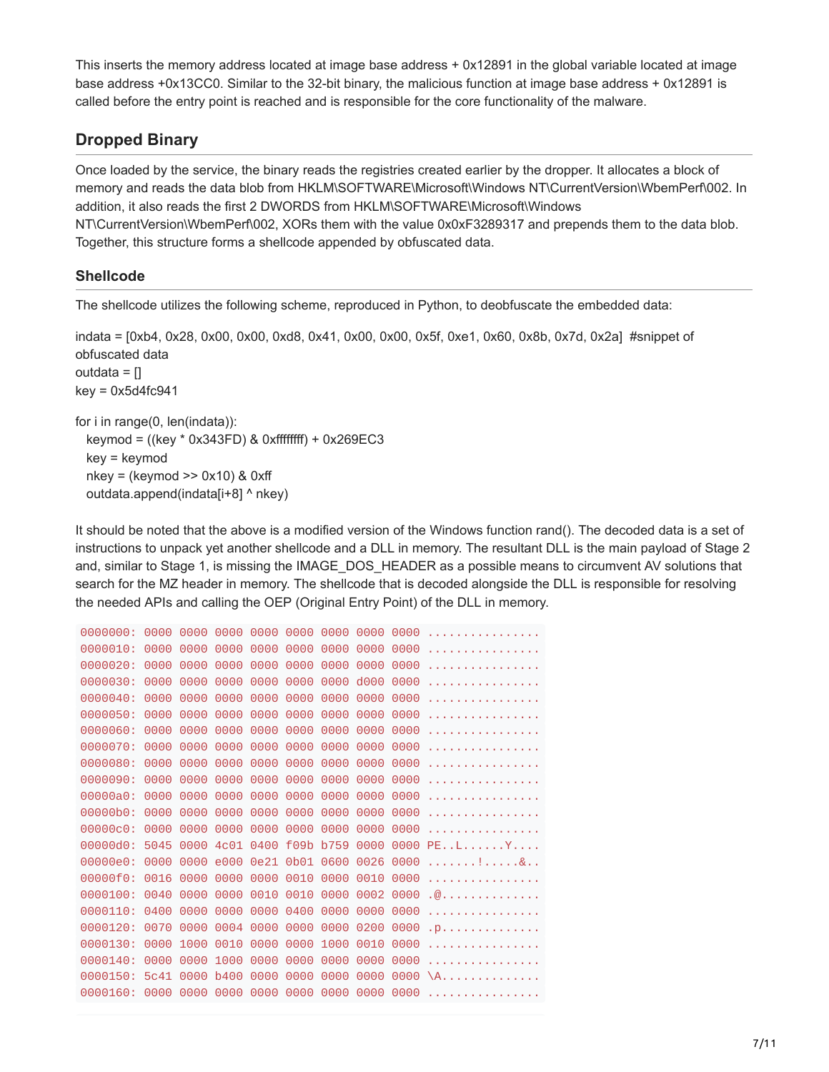This inserts the memory address located at image base address + 0x12891 in the global variable located at image base address +0x13CC0. Similar to the 32-bit binary, the malicious function at image base address + 0x12891 is called before the entry point is reached and is responsible for the core functionality of the malware.

## Dropped Binary

Once loaded by the service, the binary reads the registries created earlier by the dropper. It allocates a block of memory and reads the data blob from HKLM\SOFTWARE\Microsoft\Windows NT\CurrentVersion\WbemPerf\002. In addition, it also reads the first 2 DWORDS from HKLM\SOFTWARE\Microsoft\Windows NT\CurrentVersion\WbemPerf\002, XORs them with the value 0x0xF3289317 and prepends them to the data blob. Together, this structure forms a shellcode appended by obfuscated data.

### Shellcode

The shellcode utilizes the following scheme, reproduced in Python, to deobfuscate the embedded data:

```
indata = [0xb4, 0x28, 0x00, 0x00, 0xd8, 0x41, 0x00, 0x00, 0x5f, 0xe1, 0x60, 0x8b, 0x7d, 0x2a]  #snippet of obfuscated data
outdata = []
key = 0x5d4fc941

for i in range(0, len(indata)):
  keymod = ((key * 0x343FD) & 0xffffffff) + 0x269EC3
  key = keymod
  nkey = (keymod >> 0x10) & 0xff
  outdata.append(indata[i+8] ^ nkey)
```

It should be noted that the above is a modified version of the Windows function rand(). The decoded data is a set of instructions to unpack yet another shellcode and a DLL in memory. The resultant DLL is the main payload of Stage 2 and, similar to Stage 1, is missing the IMAGE_DOS_HEADER as a possible means to circumvent AV solutions that search for the MZ header in memory. The shellcode that is decoded alongside the DLL is responsible for resolving the needed APIs and calling the OEP (Original Entry Point) of the DLL in memory.

```
0000000: 0000 0000 0000 0000 0000 0000 0000 0000 ................
0000010: 0000 0000 0000 0000 0000 0000 0000 0000 ................
0000020: 0000 0000 0000 0000 0000 0000 0000 0000 ................
0000030: 0000 0000 0000 0000 0000 0000 d000 0000 ................
0000040: 0000 0000 0000 0000 0000 0000 0000 0000 ................
0000050: 0000 0000 0000 0000 0000 0000 0000 0000 ................
0000060: 0000 0000 0000 0000 0000 0000 0000 0000 ................
0000070: 0000 0000 0000 0000 0000 0000 0000 0000 ................
0000080: 0000 0000 0000 0000 0000 0000 0000 0000 ................
0000090: 0000 0000 0000 0000 0000 0000 0000 0000 ................
00000a0: 0000 0000 0000 0000 0000 0000 0000 0000 ................
00000b0: 0000 0000 0000 0000 0000 0000 0000 0000 ................
00000c0: 0000 0000 0000 0000 0000 0000 0000 0000 ................
00000d0: 5045 0000 4c01 0400 f09b b759 0000 0000 PE..L......Y....
00000e0: 0000 0000 e000 0e21 0b01 0600 0026 0000 .......!.....&..
00000f0: 0016 0000 0000 0000 0010 0000 0010 0000 ................
0000100: 0040 0000 0000 0010 0010 0000 0002 0000 .@..............
0000110: 0400 0000 0000 0000 0400 0000 0000 0000 ................
0000120: 0070 0000 0004 0000 0000 0000 0200 0000 .p..............
0000130: 0000 1000 0010 0000 0000 1000 0010 0000 ................
0000140: 0000 0000 1000 0000 0000 0000 0000 0000 ................
0000150: 5c41 0000 b400 0000 0000 0000 0000 0000 \A..............
0000160: 0000 0000 0000 0000 0000 0000 0000 0000 ................
```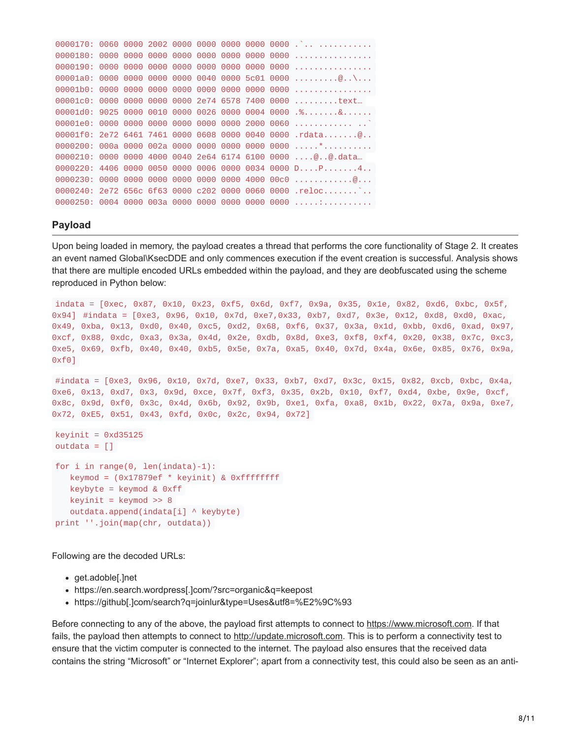```
0000170: 0060 0000 2002 0000 0000 0000 0000 0000 .`.. ...........
0000180: 0000 0000 0000 0000 0000 0000 0000 0000 ................
0000190: 0000 0000 0000 0000 0000 0000 0000 0000 ................
00001a0: 0000 0000 0000 0000 0040 0000 5c01 0000 .........@..\...
00001b0: 0000 0000 0000 0000 0000 0000 0000 0000 ................
00001c0: 0000 0000 0000 0000 2e74 6578 7400 0000 .........text…
00001d0: 9025 0000 0010 0000 0026 0000 0004 0000 .%.......&......
00001e0: 0000 0000 0000 0000 0000 0000 2000 0060 ............ ..`
00001f0: 2e72 6461 7461 0000 0608 0000 0040 0000 .rdata.......@..
0000200: 000a 0000 002a 0000 0000 0000 0000 0000 .....*..........
0000210: 0000 0000 4000 0040 2e64 6174 6100 0000 ....@..@.data…
0000220: 4406 0000 0050 0000 0006 0000 0034 0000 D....P.......4..
0000230: 0000 0000 0000 0000 0000 0000 4000 00c0 ............@...
0000240: 2e72 656c 6f63 0000 c202 0000 0060 0000 .reloc.......`..
0000250: 0004 0000 003a 0000 0000 0000 0000 0000 .....:..........
```

## Payload

Upon being loaded in memory, the payload creates a thread that performs the core functionality of Stage 2. It creates an event named Global\KsecDDE and only commences execution if the event creation is successful. Analysis shows that there are multiple encoded URLs embedded within the payload, and they are deobfuscated using the scheme reproduced in Python below:

```
indata = [0xec, 0x87, 0x10, 0x23, 0xf5, 0x6d, 0xf7, 0x9a, 0x35, 0x1e, 0x82, 0xd6, 0xbc, 0x5f, 0x94] #indata = [0xe3, 0x96, 0x10, 0x7d, 0xe7,0x33, 0xb7, 0xd7, 0x3e, 0x12, 0xd8, 0xd0, 0xac, 0x49, 0xba, 0x13, 0xd0, 0x40, 0xc5, 0xd2, 0x68, 0xf6, 0x37, 0x3a, 0x1d, 0xbb, 0xd6, 0xad, 0x97, 0xcf, 0x88, 0xdc, 0xa3, 0x3a, 0x4d, 0x2e, 0xdb, 0x8d, 0xe3, 0xf8, 0xf4, 0x20, 0x38, 0x7c, 0xc3, 0xe5, 0x69, 0xfb, 0x40, 0x40, 0xb5, 0x5e, 0x7a, 0xa5, 0x40, 0x7d, 0x4a, 0x6e, 0x85, 0x76, 0x9a, 0xf0]

#indata = [0xe3, 0x96, 0x10, 0x7d, 0xe7, 0x33, 0xb7, 0xd7, 0x3c, 0x15, 0x82, 0xcb, 0xbc, 0x4a, 0xe6, 0x13, 0xd7, 0x3, 0x9d, 0xce, 0x7f, 0xf3, 0x35, 0x2b, 0x10, 0xf7, 0xd4, 0xbe, 0x9e, 0xcf, 0x8c, 0x9d, 0xf0, 0x3c, 0x4d, 0x6b, 0x92, 0x9b, 0xe1, 0xfa, 0xa8, 0x1b, 0x22, 0x7a, 0x9a, 0xe7, 0x72, 0xE5, 0x51, 0x43, 0xfd, 0x0c, 0x2c, 0x94, 0x72]

keyinit = 0xd35125
outdata = []

for i in range(0, len(indata)-1):
   keymod = (0x17879ef * keyinit) & 0xffffffff
   keybyte = keymod & 0xff
   keyinit = keymod >> 8
   outdata.append(indata[i] ^ keybyte)
print ''.join(map(chr, outdata))
```

Following are the decoded URLs:

- get.adobe[.]net
- https://en.search.wordpress[.]com/?src=organic&q=keepost
- https://github[.]com/search?q=joinlur&type=Uses&utf8=%E2%9C%93

Before connecting to any of the above, the payload first attempts to connect to https://www.microsoft.com. If that fails, the payload then attempts to connect to http://update.microsoft.com. This is to perform a connectivity test to ensure that the victim computer is connected to the internet. The payload also ensures that the received data contains the string “Microsoft” or “Internet Explorer”; apart from a connectivity test, this could also be seen as an anti-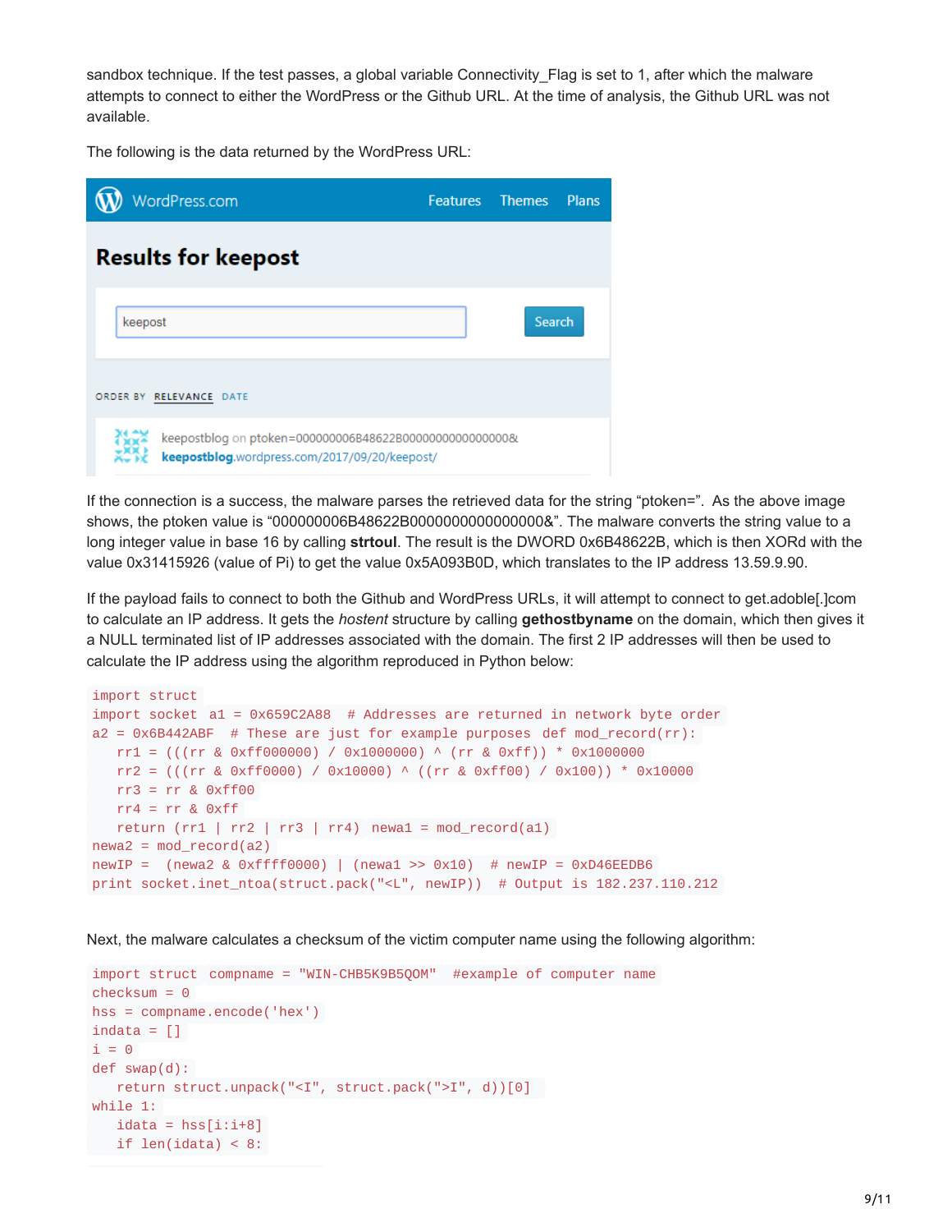sandbox technique. If the test passes, a global variable Connectivity_Flag is set to 1, after which the malware attempts to connect to either the WordPress or the Github URL. At the time of analysis, the Github URL was not available.

The following is the data returned by the WordPress URL:

WordPress.com Features Themes Plans

**Results for keepost**

keepost Search

ORDER BY RELEVANCE DATE

keepostblog on ptoken=000000006B48622B0000000000000000&
keepostblog.wordpress.com/2017/09/20/keepost/

If the connection is a success, the malware parses the retrieved data for the string "ptoken=". As the above image shows, the ptoken value is "000000006B48622B0000000000000000&". The malware converts the string value to a long integer value in base 16 by calling **strtoul**. The result is the DWORD 0x6B48622B, which is then XORd with the value 0x31415926 (value of Pi) to get the value 0x5A093B0D, which translates to the IP address 13.59.9.90.

If the payload fails to connect to both the Github and WordPress URLs, it will attempt to connect to get.adoble[.]com to calculate an IP address. It gets the *hostent* structure by calling **gethostbyname** on the domain, which then gives it a NULL terminated list of IP addresses associated with the domain. The first 2 IP addresses will then be used to calculate the IP address using the algorithm reproduced in Python below:

```
import struct
import socket a1 = 0x659C2A88  # Addresses are returned in network byte order
a2 = 0x6B442ABF  # These are just for example purposes def mod_record(rr):
   rr1 = (((rr & 0xff000000) / 0x1000000) ^ (rr & 0xff)) * 0x1000000
   rr2 = (((rr & 0xff0000) / 0x10000) ^ ((rr & 0xff00) / 0x100)) * 0x10000
   rr3 = rr & 0xff00
   rr4 = rr & 0xff
   return (rr1 | rr2 | rr3 | rr4) newa1 = mod_record(a1)
newa2 = mod_record(a2)
newIP =  (newa2 & 0xffff0000) | (newa1 >> 0x10)  # newIP = 0xD46EEDB6
print socket.inet_ntoa(struct.pack("<L", newIP))  # Output is 182.237.110.212
```

Next, the malware calculates a checksum of the victim computer name using the following algorithm:

```
import struct compname = "WIN-CHB5K9B5QOM"  #example of computer name
checksum = 0
hss = compname.encode('hex')
indata = []
i = 0
def swap(d):
   return struct.unpack("<I", struct.pack(">I", d))[0]
while 1:
   idata = hss[i:i+8]
   if len(idata) < 8:
```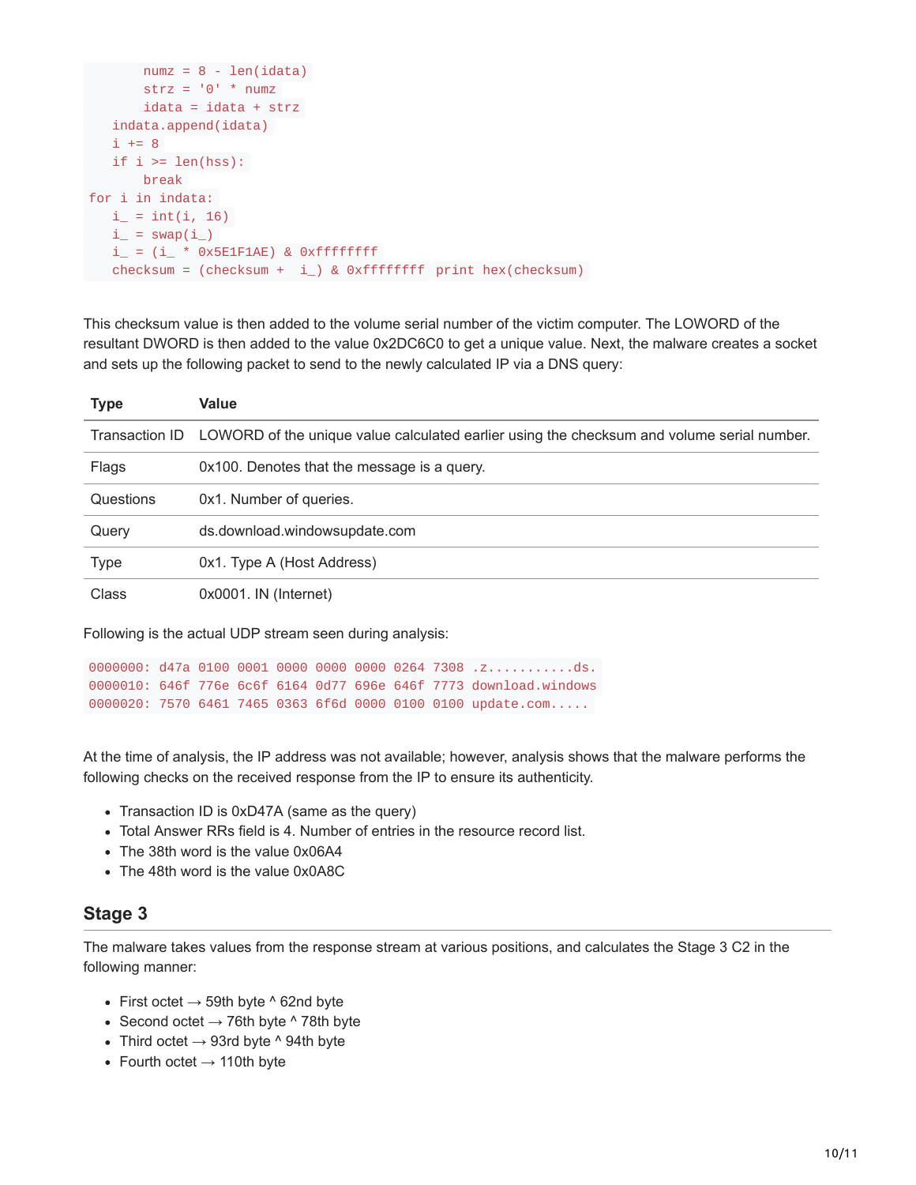```
        numz = 8 - len(idata)
        strz = '0' * numz
        idata = idata + strz
    indata.append(idata)
    i += 8
    if i >= len(hss):
        break
for i in indata:
    i_ = int(i, 16)
    i_ = swap(i_)
    i_ = (i_ * 0x5E1F1AE) & 0xffffffff
    checksum = (checksum +  i_) & 0xffffffff print hex(checksum)
```

This checksum value is then added to the volume serial number of the victim computer. The LOWORD of the resultant DWORD is then added to the value 0x2DC6C0 to get a unique value. Next, the malware creates a socket and sets up the following packet to send to the newly calculated IP via a DNS query:

| Type | Value |
| --- | --- |
| Transaction ID | LOWORD of the unique value calculated earlier using the checksum and volume serial number. |
| Flags | 0x100. Denotes that the message is a query. |
| Questions | 0x1. Number of queries. |
| Query | ds.download.windowsupdate.com |
| Type | 0x1. Type A (Host Address) |
| Class | 0x0001. IN (Internet) |

Following is the actual UDP stream seen during analysis:

```
0000000: d47a 0100 0001 0000 0000 0000 0264 7308 .z...........ds.
0000010: 646f 776e 6c6f 6164 0d77 696e 646f 7773 download.windows
0000020: 7570 6461 7465 0363 6f6d 0000 0100 0100 update.com.....
```

At the time of analysis, the IP address was not available; however, analysis shows that the malware performs the following checks on the received response from the IP to ensure its authenticity.

- Transaction ID is 0xD47A (same as the query)
- Total Answer RRs field is 4. Number of entries in the resource record list.
- The 38th word is the value 0x06A4
- The 48th word is the value 0x0A8C

## Stage 3

The malware takes values from the response stream at various positions, and calculates the Stage 3 C2 in the following manner:

- First octet → 59th byte ^ 62nd byte
- Second octet → 76th byte ^ 78th byte
- Third octet → 93rd byte ^ 94th byte
- Fourth octet → 110th byte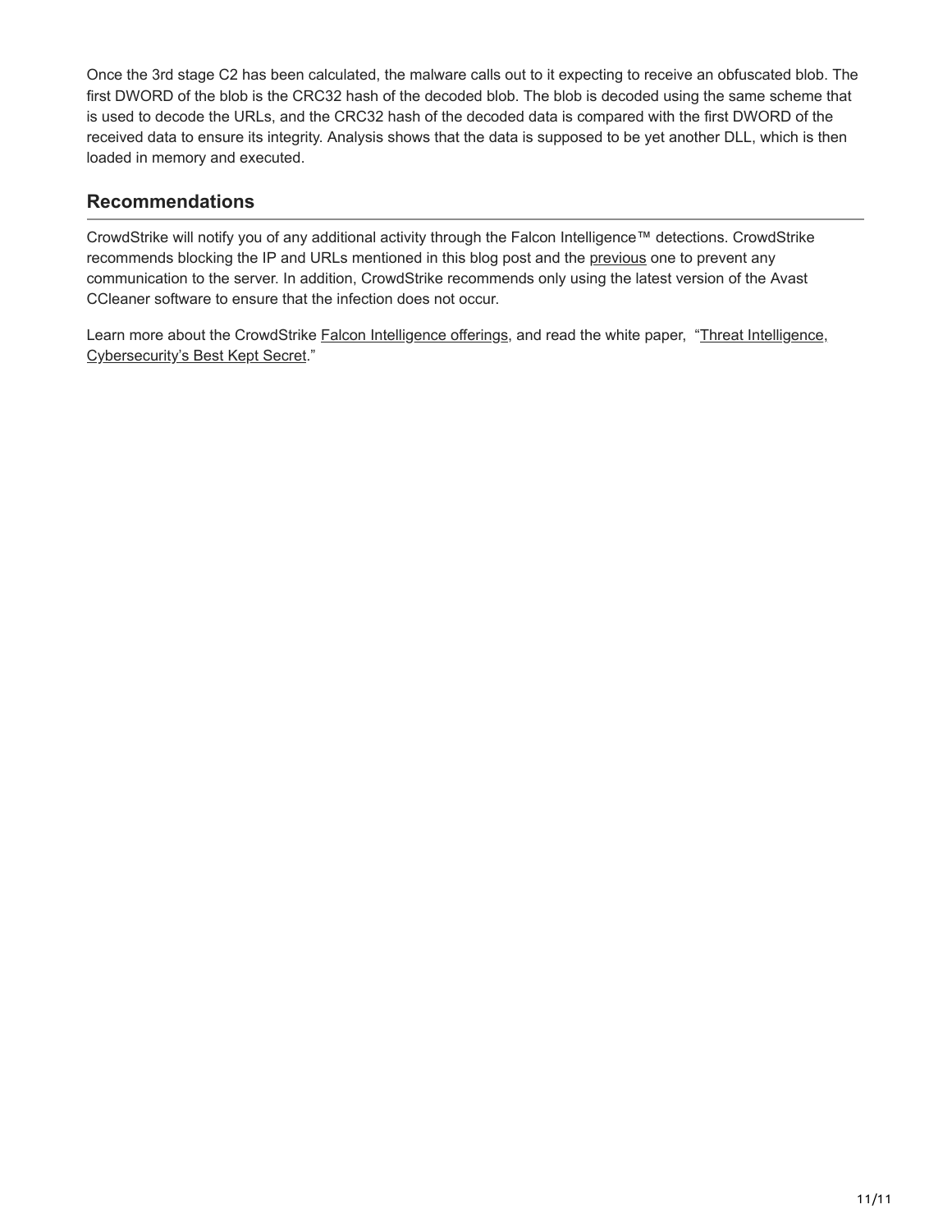Once the 3rd stage C2 has been calculated, the malware calls out to it expecting to receive an obfuscated blob. The first DWORD of the blob is the CRC32 hash of the decoded blob. The blob is decoded using the same scheme that is used to decode the URLs, and the CRC32 hash of the decoded data is compared with the first DWORD of the received data to ensure its integrity. Analysis shows that the data is supposed to be yet another DLL, which is then loaded in memory and executed.

## Recommendations

CrowdStrike will notify you of any additional activity through the Falcon Intelligence™ detections. CrowdStrike recommends blocking the IP and URLs mentioned in this blog post and the previous one to prevent any communication to the server. In addition, CrowdStrike recommends only using the latest version of the Avast CCleaner software to ensure that the infection does not occur.

Learn more about the CrowdStrike Falcon Intelligence offerings, and read the white paper, "Threat Intelligence, Cybersecurity's Best Kept Secret."